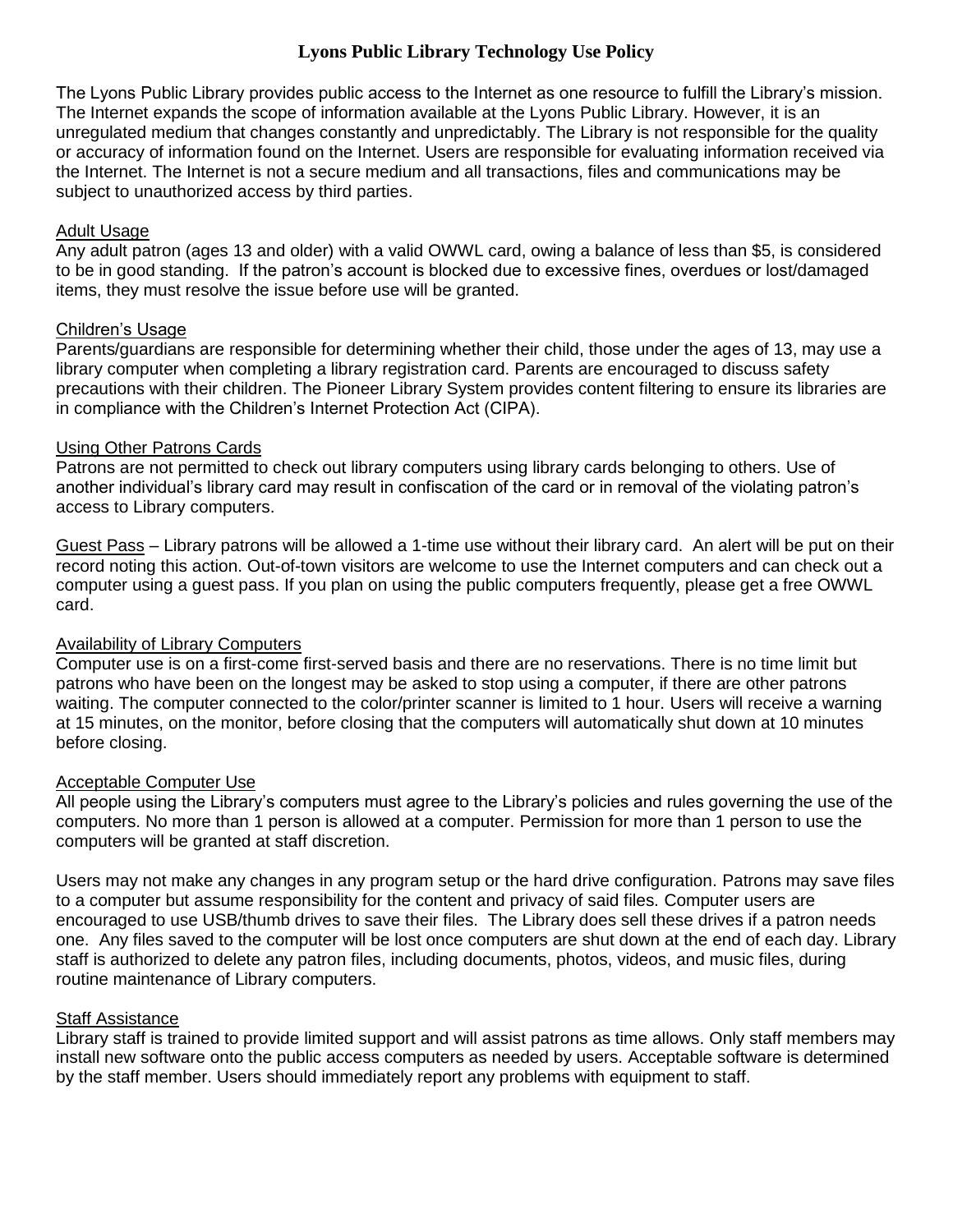# Lyons Public Library Technology Use Policy

The Lyons Public Library provides public access to the Internet as one resource to fulfill the Library's mission. The Internet expands the scope of information available at the Lyons Public Library. However, it is an unregulated medium that changes constantly and unpredictably. The Library is not responsible for the quality or accuracy of information found on the Internet. Users are responsible for evaluating information received via the Internet. The Internet is not a secure medium and all transactions, files and communications may be subject to unauthorized access by third parties.

## Adult Usage

Any adult patron (ages 13 and older) with a valid OWWL card, owing a balance of less than $5, is considered to be in good standing. If the patron's account is blocked due to excessive fines, overdues or lost/damaged items, they must resolve the issue before use will be granted.

## Children's Usage

Parents/guardians are responsible for determining whether their child, those under the ages of 13, may use a library computer when completing a library registration card. Parents are encouraged to discuss safety precautions with their children. The Pioneer Library System provides content filtering to ensure its libraries are in compliance with the Children's Internet Protection Act (CIPA).

## Using Other Patrons Cards

Patrons are not permitted to check out library computers using library cards belonging to others. Use of another individual's library card may result in confiscation of the card or in removal of the violating patron's access to Library computers.

Guest Pass – Library patrons will be allowed a 1-time use without their library card. An alert will be put on their record noting this action. Out-of-town visitors are welcome to use the Internet computers and can check out a computer using a guest pass. If you plan on using the public computers frequently, please get a free OWWL card.

## Availability of Library Computers

Computer use is on a first-come first-served basis and there are no reservations. There is no time limit but patrons who have been on the longest may be asked to stop using a computer, if there are other patrons waiting. The computer connected to the color/printer scanner is limited to 1 hour. Users will receive a warning at 15 minutes, on the monitor, before closing that the computers will automatically shut down at 10 minutes before closing.

## Acceptable Computer Use

All people using the Library's computers must agree to the Library's policies and rules governing the use of the computers. No more than 1 person is allowed at a computer. Permission for more than 1 person to use the computers will be granted at staff discretion.

Users may not make any changes in any program setup or the hard drive configuration. Patrons may save files to a computer but assume responsibility for the content and privacy of said files. Computer users are encouraged to use USB/thumb drives to save their files. The Library does sell these drives if a patron needs one. Any files saved to the computer will be lost once computers are shut down at the end of each day. Library staff is authorized to delete any patron files, including documents, photos, videos, and music files, during routine maintenance of Library computers.

## Staff Assistance

Library staff is trained to provide limited support and will assist patrons as time allows. Only staff members may install new software onto the public access computers as needed by users. Acceptable software is determined by the staff member. Users should immediately report any problems with equipment to staff.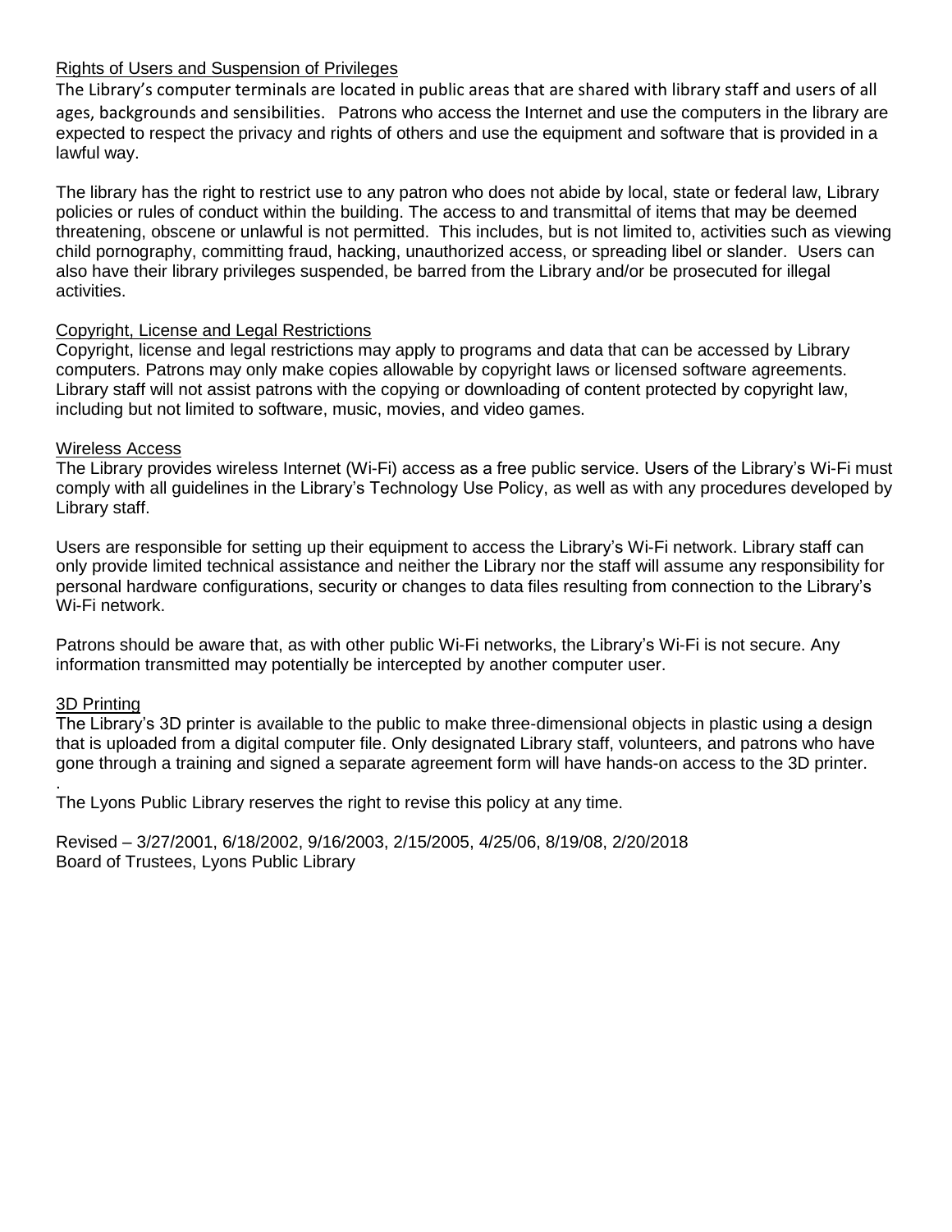## Rights of Users and Suspension of Privileges

The Library's computer terminals are located in public areas that are shared with library staff and users of all ages, backgrounds and sensibilities. Patrons who access the Internet and use the computers in the library are expected to respect the privacy and rights of others and use the equipment and software that is provided in a lawful way.

The library has the right to restrict use to any patron who does not abide by local, state or federal law, Library policies or rules of conduct within the building. The access to and transmittal of items that may be deemed threatening, obscene or unlawful is not permitted. This includes, but is not limited to, activities such as viewing child pornography, committing fraud, hacking, unauthorized access, or spreading libel or slander. Users can also have their library privileges suspended, be barred from the Library and/or be prosecuted for illegal activities.

## Copyright, License and Legal Restrictions

Copyright, license and legal restrictions may apply to programs and data that can be accessed by Library computers. Patrons may only make copies allowable by copyright laws or licensed software agreements. Library staff will not assist patrons with the copying or downloading of content protected by copyright law, including but not limited to software, music, movies, and video games.

## Wireless Access

The Library provides wireless Internet (Wi-Fi) access as a free public service. Users of the Library's Wi-Fi must comply with all guidelines in the Library's Technology Use Policy, as well as with any procedures developed by Library staff.

Users are responsible for setting up their equipment to access the Library's Wi-Fi network. Library staff can only provide limited technical assistance and neither the Library nor the staff will assume any responsibility for personal hardware configurations, security or changes to data files resulting from connection to the Library's Wi-Fi network.

Patrons should be aware that, as with other public Wi-Fi networks, the Library's Wi-Fi is not secure. Any information transmitted may potentially be intercepted by another computer user.

## 3D Printing

The Library's 3D printer is available to the public to make three-dimensional objects in plastic using a design that is uploaded from a digital computer file. Only designated Library staff, volunteers, and patrons who have gone through a training and signed a separate agreement form will have hands-on access to the 3D printer.

.

The Lyons Public Library reserves the right to revise this policy at any time.

Revised – 3/27/2001, 6/18/2002, 9/16/2003, 2/15/2005, 4/25/06, 8/19/08, 2/20/2018
Board of Trustees, Lyons Public Library